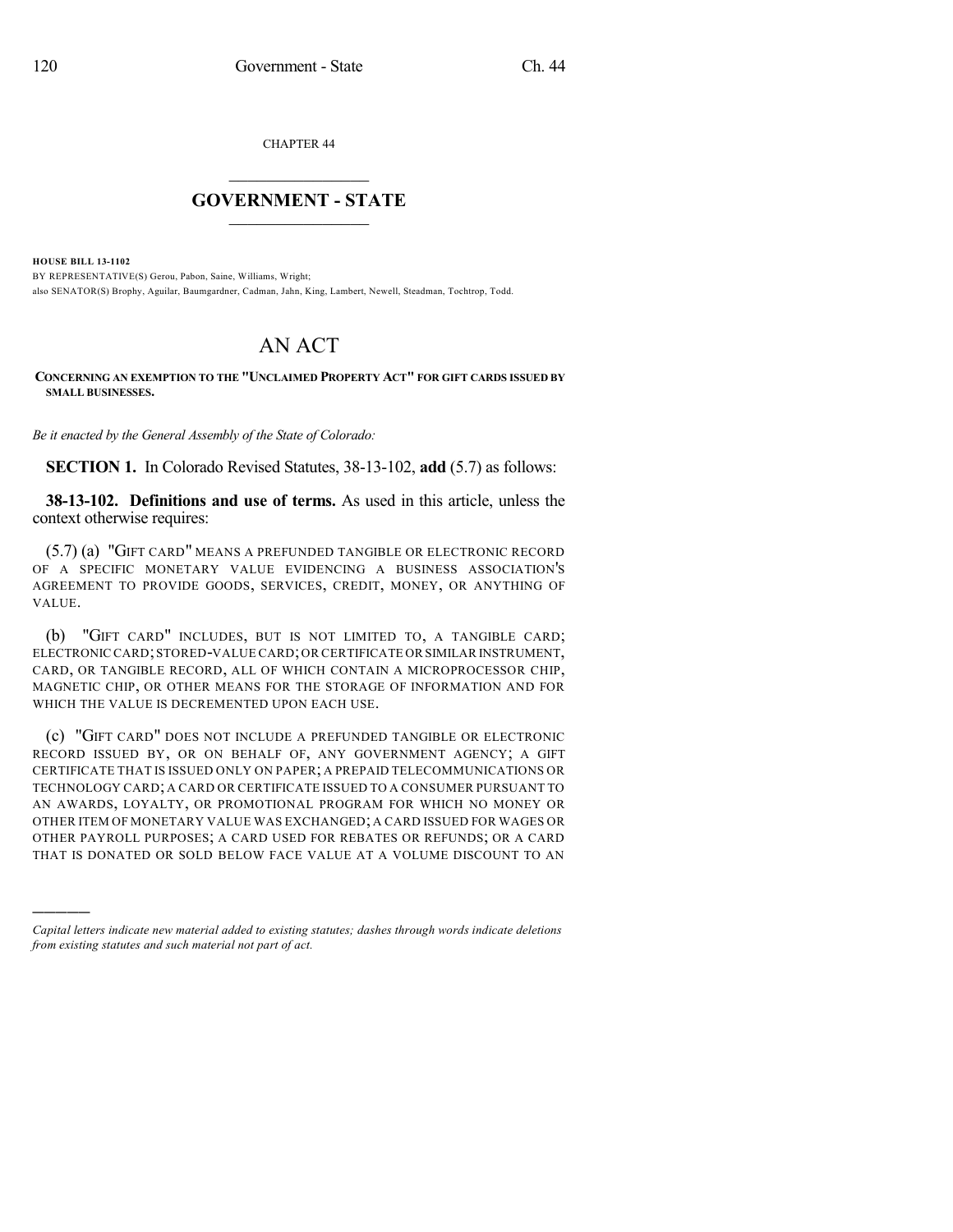CHAPTER 44

## GOVERNMENT - STATE

**HOUSE BILL 13-1102**

BY REPRESENTATIVE(S) Gerou, Pabon, Saine, Williams, Wright;
also SENATOR(S) Brophy, Aguilar, Baumgardner, Cadman, Jahn, King, Lambert, Newell, Steadman, Tochtrop, Todd.

# AN ACT

**CONCERNING AN EXEMPTION TO THE "UNCLAIMED PROPERTY ACT" FOR GIFT CARDS ISSUED BY SMALL BUSINESSES.**

*Be it enacted by the General Assembly of the State of Colorado:*

**SECTION 1.** In Colorado Revised Statutes, 38-13-102, **add** (5.7) as follows:

**38-13-102. Definitions and use of terms.** As used in this article, unless the context otherwise requires:

(5.7) (a) "GIFT CARD" MEANS A PREFUNDED TANGIBLE OR ELECTRONIC RECORD OF A SPECIFIC MONETARY VALUE EVIDENCING A BUSINESS ASSOCIATION'S AGREEMENT TO PROVIDE GOODS, SERVICES, CREDIT, MONEY, OR ANYTHING OF VALUE.

(b) "GIFT CARD" INCLUDES, BUT IS NOT LIMITED TO, A TANGIBLE CARD; ELECTRONIC CARD; STORED-VALUE CARD; OR CERTIFICATE OR SIMILAR INSTRUMENT, CARD, OR TANGIBLE RECORD, ALL OF WHICH CONTAIN A MICROPROCESSOR CHIP, MAGNETIC CHIP, OR OTHER MEANS FOR THE STORAGE OF INFORMATION AND FOR WHICH THE VALUE IS DECREMENTED UPON EACH USE.

(c) "GIFT CARD" DOES NOT INCLUDE A PREFUNDED TANGIBLE OR ELECTRONIC RECORD ISSUED BY, OR ON BEHALF OF, ANY GOVERNMENT AGENCY; A GIFT CERTIFICATE THAT IS ISSUED ONLY ON PAPER; A PREPAID TELECOMMUNICATIONS OR TECHNOLOGY CARD; A CARD OR CERTIFICATE ISSUED TO A CONSUMER PURSUANT TO AN AWARDS, LOYALTY, OR PROMOTIONAL PROGRAM FOR WHICH NO MONEY OR OTHER ITEM OF MONETARY VALUE WAS EXCHANGED; A CARD ISSUED FOR WAGES OR OTHER PAYROLL PURPOSES; A CARD USED FOR REBATES OR REFUNDS; OR A CARD THAT IS DONATED OR SOLD BELOW FACE VALUE AT A VOLUME DISCOUNT TO AN

---

*Capital letters indicate new material added to existing statutes; dashes through words indicate deletions from existing statutes and such material not part of act.*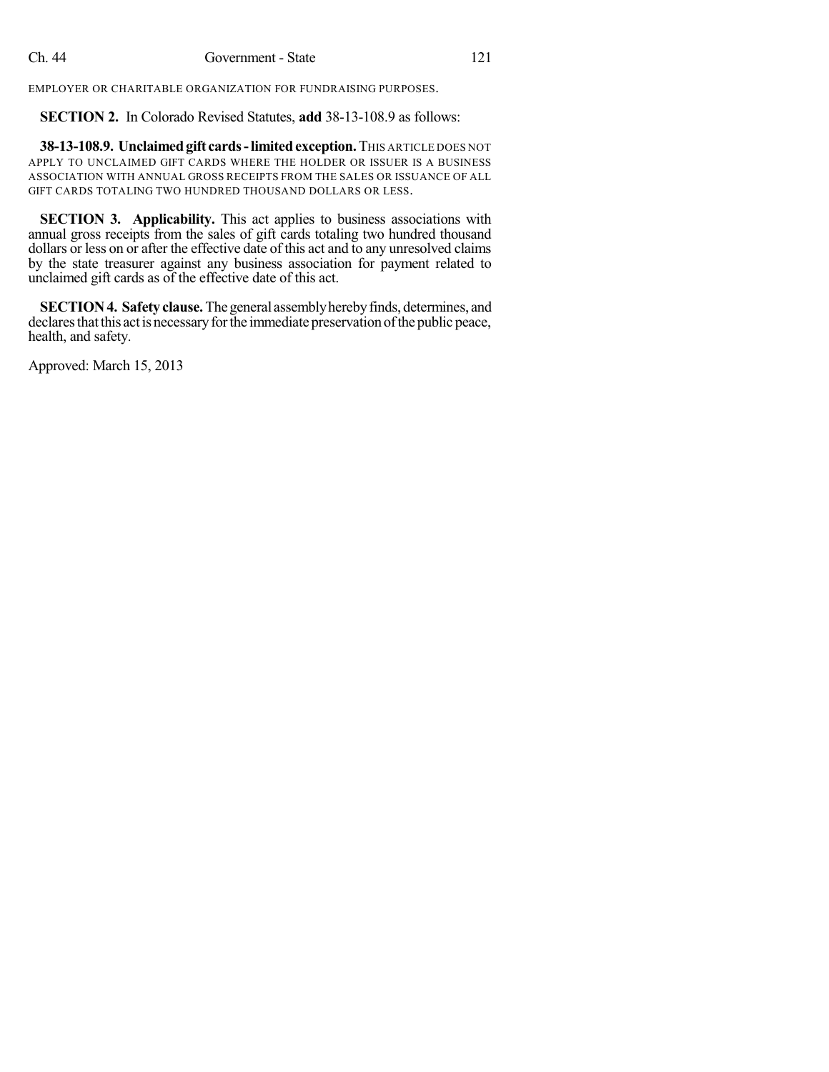EMPLOYER OR CHARITABLE ORGANIZATION FOR FUNDRAISING PURPOSES.

**SECTION 2.** In Colorado Revised Statutes, **add** 38-13-108.9 as follows:

**38-13-108.9. Unclaimed gift cards - limited exception.** THIS ARTICLE DOES NOT APPLY TO UNCLAIMED GIFT CARDS WHERE THE HOLDER OR ISSUER IS A BUSINESS ASSOCIATION WITH ANNUAL GROSS RECEIPTS FROM THE SALES OR ISSUANCE OF ALL GIFT CARDS TOTALING TWO HUNDRED THOUSAND DOLLARS OR LESS.

**SECTION 3. Applicability.** This act applies to business associations with annual gross receipts from the sales of gift cards totaling two hundred thousand dollars or less on or after the effective date of this act and to any unresolved claims by the state treasurer against any business association for payment related to unclaimed gift cards as of the effective date of this act.

**SECTION 4. Safety clause.** The general assembly hereby finds, determines, and declares that this act is necessary for the immediate preservation of the public peace, health, and safety.

Approved: March 15, 2013